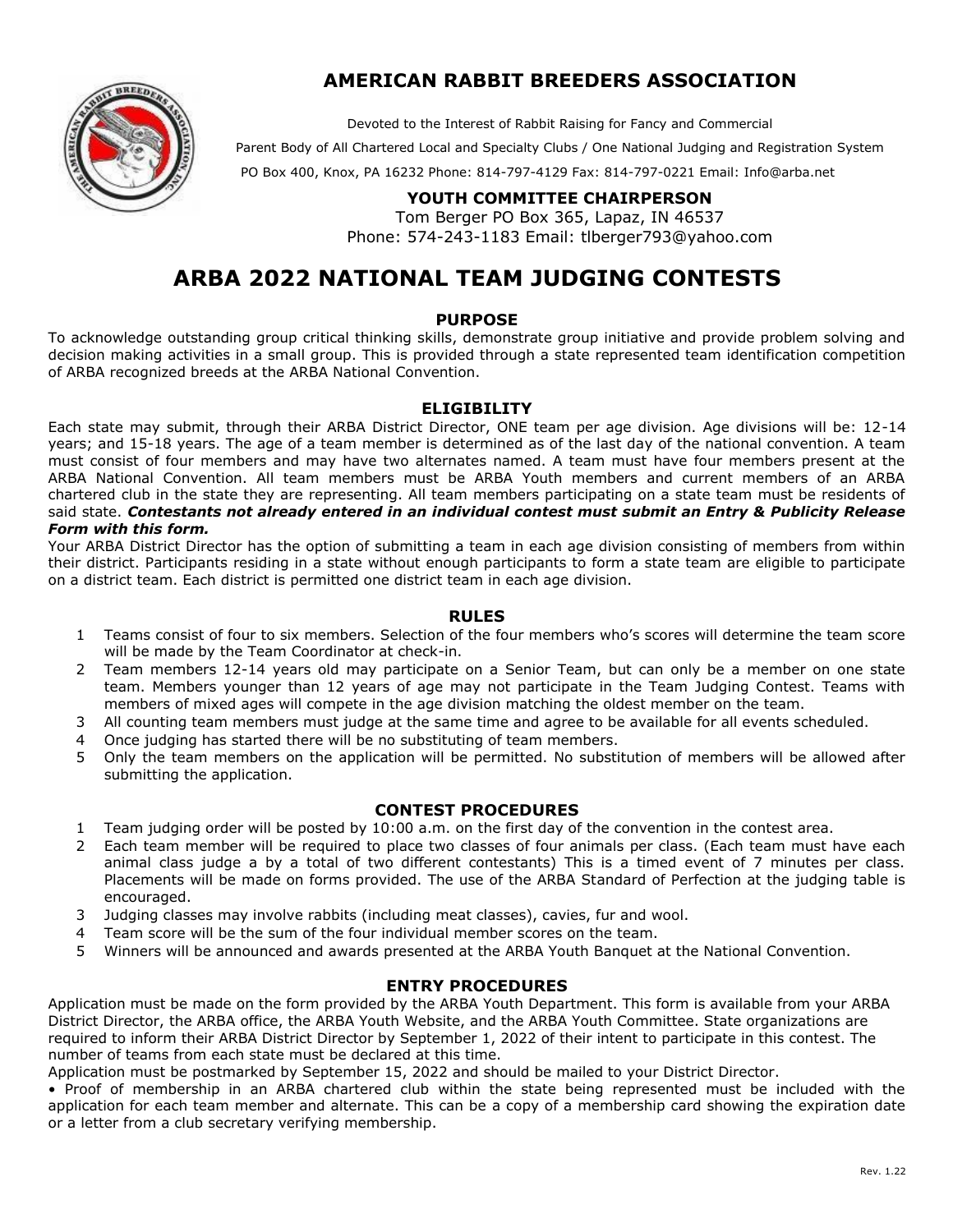# AMERICAN RABBIT BREEDERS ASSOCIATION

Devoted to the Interest of Rabbit Raising for Fancy and Commercial

Parent Body of All Chartered Local and Specialty Clubs / One National Judging and Registration System

PO Box 400, Knox, PA 16232 Phone: 814-797-4129 Fax: 814-797-0221 Email: Info@arba.net

**YOUTH COMMITTEE CHAIRPERSON**

Tom Berger PO Box 365, Lapaz, IN 46537

Phone: 574-243-1183 Email: tlberger793@yahoo.com

# ARBA 2022 NATIONAL TEAM JUDGING CONTESTS

## PURPOSE

To acknowledge outstanding group critical thinking skills, demonstrate group initiative and provide problem solving and decision making activities in a small group. This is provided through a state represented team identification competition of ARBA recognized breeds at the ARBA National Convention.

## ELIGIBILITY

Each state may submit, through their ARBA District Director, ONE team per age division. Age divisions will be: 12-14 years; and 15-18 years. The age of a team member is determined as of the last day of the national convention. A team must consist of four members and may have two alternates named. A team must have four members present at the ARBA National Convention. All team members must be ARBA Youth members and current members of an ARBA chartered club in the state they are representing. All team members participating on a state team must be residents of said state. ***Contestants not already entered in an individual contest must submit an Entry & Publicity Release Form with this form.***

Your ARBA District Director has the option of submitting a team in each age division consisting of members from within their district. Participants residing in a state without enough participants to form a state team are eligible to participate on a district team. Each district is permitted one district team in each age division.

## RULES

1. Teams consist of four to six members. Selection of the four members who's scores will determine the team score will be made by the Team Coordinator at check-in.
2. Team members 12-14 years old may participate on a Senior Team, but can only be a member on one state team. Members younger than 12 years of age may not participate in the Team Judging Contest. Teams with members of mixed ages will compete in the age division matching the oldest member on the team.
3. All counting team members must judge at the same time and agree to be available for all events scheduled.
4. Once judging has started there will be no substituting of team members.
5. Only the team members on the application will be permitted. No substitution of members will be allowed after submitting the application.

## CONTEST PROCEDURES

1. Team judging order will be posted by 10:00 a.m. on the first day of the convention in the contest area.
2. Each team member will be required to place two classes of four animals per class. (Each team must have each animal class judge a by a total of two different contestants) This is a timed event of 7 minutes per class. Placements will be made on forms provided. The use of the ARBA Standard of Perfection at the judging table is encouraged.
3. Judging classes may involve rabbits (including meat classes), cavies, fur and wool.
4. Team score will be the sum of the four individual member scores on the team.
5. Winners will be announced and awards presented at the ARBA Youth Banquet at the National Convention.

## ENTRY PROCEDURES

Application must be made on the form provided by the ARBA Youth Department. This form is available from your ARBA District Director, the ARBA office, the ARBA Youth Website, and the ARBA Youth Committee. State organizations are required to inform their ARBA District Director by September 1, 2022 of their intent to participate in this contest. The number of teams from each state must be declared at this time.

Application must be postmarked by September 15, 2022 and should be mailed to your District Director.

- Proof of membership in an ARBA chartered club within the state being represented must be included with the application for each team member and alternate. This can be a copy of a membership card showing the expiration date or a letter from a club secretary verifying membership.

Rev. 1.22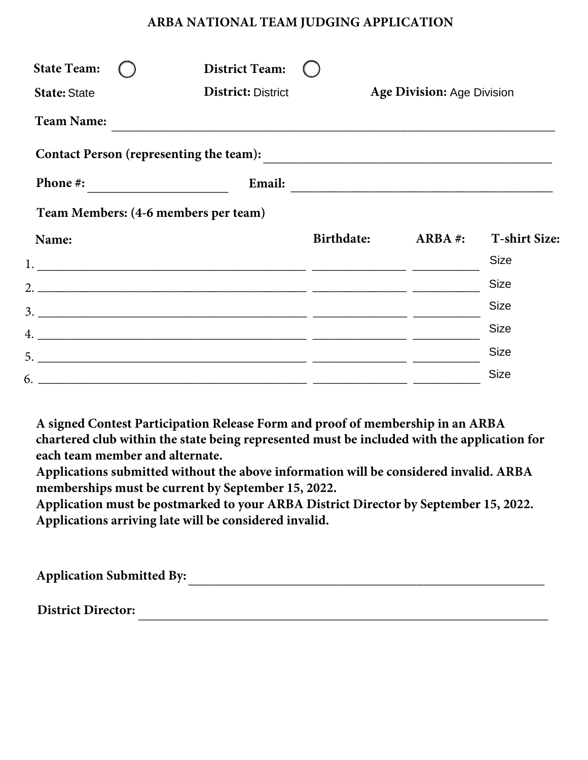# ARBA NATIONAL TEAM JUDGING APPLICATION

**State Team:** ◯ **District Team:** ◯

**State:** State **District:** District **Age Division:** Age Division

**Team Name:** ______________________________________________

**Contact Person (representing the team):** ______________________________

**Phone #:** ____________________ **Email:** ______________________________

**Team Members: (4-6 members per team)**

| | Name: | Birthdate: | ARBA #: | T-shirt Size: |
|---|---|---|---|---|
| 1. | | | | Size |
| 2. | | | | Size |
| 3. | | | | Size |
| 4. | | | | Size |
| 5. | | | | Size |
| 6. | | | | Size |

**A signed Contest Participation Release Form and proof of membership in an ARBA chartered club within the state being represented must be included with the application for each team member and alternate.**
**Applications submitted without the above information will be considered invalid. ARBA memberships must be current by September 15, 2022.**
**Application must be postmarked to your ARBA District Director by September 15, 2022. Applications arriving late will be considered invalid.**

**Application Submitted By:** ______________________________________________

**District Director:** ______________________________________________